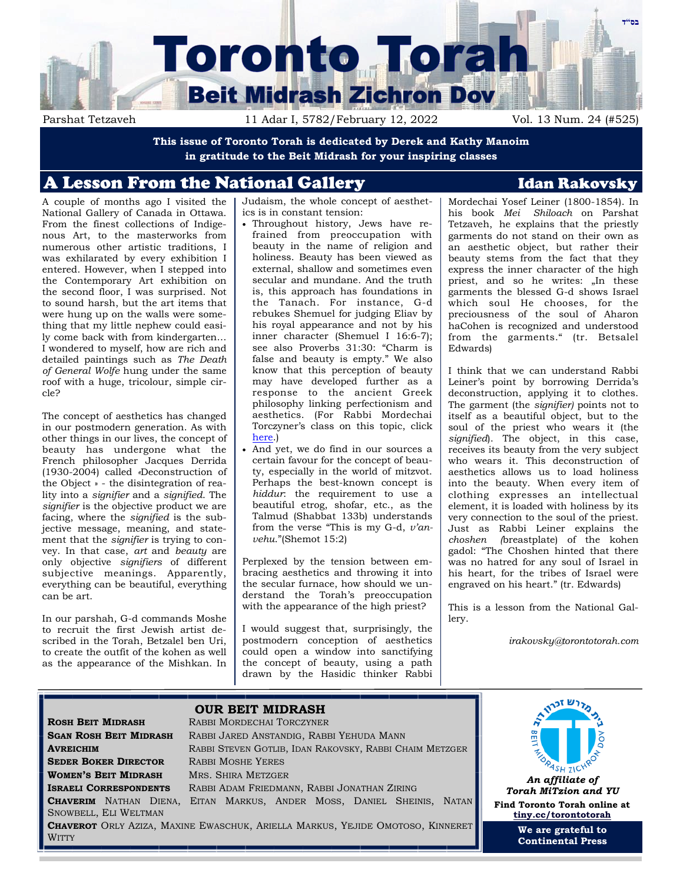בס"ד

# Toronto Torah

## Beit Midrash Zichron Dov

Parshat Tetzaveh | 11 Adar I, 5782/February 12, 2022 | Vol. 13 Num. 24 (#525)

**This issue of Toronto Torah is dedicated by Derek and Kathy Manoim in gratitude to the Beit Midrash for your inspiring classes**

## A Lesson From the National Gallery

**Idan Rakovsky**

A couple of months ago I visited the National Gallery of Canada in Ottawa. From the finest collections of Indigenous Art, to the masterworks from numerous other artistic traditions, I was exhilarated by every exhibition I entered. However, when I stepped into the Contemporary Art exhibition on the second floor, I was surprised. Not to sound harsh, but the art items that were hung up on the walls were something that my little nephew could easily come back with from kindergarten... I wondered to myself, how are rich and detailed paintings such as *The Death of General Wolfe* hung under the same roof with a huge, tricolour, simple circle?

The concept of aesthetics has changed in our postmodern generation. As with other things in our lives, the concept of beauty has undergone what the French philosopher Jacques Derrida (1930-2004) called «Deconstruction of the Object » - the disintegration of reality into a *signifier* and a *signified*. The *signifier* is the objective product we are facing, where the *signified* is the subjective message, meaning, and statement that the *signifier* is trying to convey. In that case, *art* and *beauty* are only objective *signifiers* of different subjective meanings. Apparently, everything can be beautiful, everything can be art.

In our parshah, G-d commands Moshe to recruit the first Jewish artist described in the Torah, Betzalel ben Uri, to create the outfit of the kohen as well as the appearance of the Mishkan. In Judaism, the whole concept of aesthetics is in constant tension:

- Throughout history, Jews have refrained from preoccupation with beauty in the name of religion and holiness. Beauty has been viewed as external, shallow and sometimes even secular and mundane. And the truth is, this approach has foundations in the Tanach. For instance, G-d rebukes Shemuel for judging Eliav by his royal appearance and not by his inner character (Shemuel I 16:6-7); see also Proverbs 31:30: "Charm is false and beauty is empty." We also know that this perception of beauty may have developed further as a response to the ancient Greek philosophy linking perfectionism and aesthetics. (For Rabbi Mordechai Torczyner's class on this topic, click here.)
- And yet, we do find in our sources a certain favour for the concept of beauty, especially in the world of mitzvot. Perhaps the best-known concept is *hiddur*: the requirement to use a beautiful etrog, shofar, etc., as the Talmud (Shabbat 133b) understands from the verse "This is my G-d, *v'anvehu*."(Shemot 15:2)

Perplexed by the tension between embracing aesthetics and throwing it into the secular furnace, how should we understand the Torah's preoccupation with the appearance of the high priest?

I would suggest that, surprisingly, the postmodern conception of aesthetics could open a window into sanctifying the concept of beauty, using a path drawn by the Hasidic thinker Rabbi Mordechai Yosef Leiner (1800-1854). In his book *Mei Shiloach* on Parshat Tetzaveh, he explains that the priestly garments do not stand on their own as an aesthetic object, but rather their beauty stems from the fact that they express the inner character of the high priest, and so he writes: „In these garments the blessed G-d shows Israel which soul He chooses, for the preciousness of the soul of Aharon haCohen is recognized and understood from the garments." (tr. Betsalel Edwards)

I think that we can understand Rabbi Leiner's point by borrowing Derrida's deconstruction, applying it to clothes. The garment (the *signifier)* points not to itself as a beautiful object, but to the soul of the priest who wears it (the *signified*). The object, in this case, receives its beauty from the very subject who wears it. This deconstruction of aesthetics allows us to load holiness into the beauty. When every item of clothing expresses an intellectual element, it is loaded with holiness by its very connection to the soul of the priest. Just as Rabbi Leiner explains the *choshen* (breastplate) of the kohen gadol: "The Choshen hinted that there was no hatred for any soul of Israel in his heart, for the tribes of Israel were engraved on his heart." (tr. Edwards)

This is a lesson from the National Gallery.

*irakovsky@torontotorah.com*

### OUR BEIT MIDRASH

**Rosh Beit Midrash** Rabbi Mordechai Torczyner
**Sgan Rosh Beit Midrash** Rabbi Jared Anstandig, Rabbi Yehuda Mann
**Avreichim** Rabbi Steven Gotlib, Idan Rakovsky, Rabbi Chaim Metzger
**Seder Boker Director** Rabbi Moshe Yeres
**Women's Beit Midrash** Mrs. Shira Metzger
**Israeli Correspondents** Rabbi Adam Friedmann, Rabbi Jonathan Ziring
**Chaverim** Nathan Diena, Eitan Markus, Ander Moss, Daniel Sheinis, Natan Snowbell, Eli Weltman
**Chaverot** Orly Aziza, Maxine Ewaschuk, Ariella Markus, Yejide Omotoso, Kinneret Witty

*An affiliate of Torah MiTzion and YU*

**Find Toronto Torah online at tiny.cc/torontotorah**

**We are grateful to Continental Press**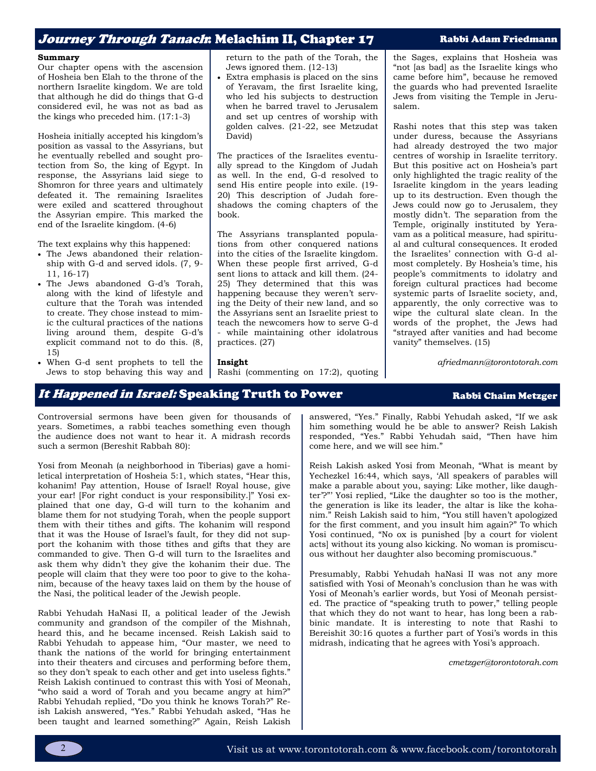## *Journey Through Tanach*: Melachim II, Chapter 17

**Rabbi Adam Friedmann**

**Summary**

Our chapter opens with the ascension of Hosheia ben Elah to the throne of the northern Israelite kingdom. We are told that although he did do things that G-d considered evil, he was not as bad as the kings who preceded him. (17:1-3)

Hosheia initially accepted his kingdom's position as vassal to the Assyrians, but he eventually rebelled and sought protection from So, the king of Egypt. In response, the Assyrians laid siege to Shomron for three years and ultimately defeated it. The remaining Israelites were exiled and scattered throughout the Assyrian empire. This marked the end of the Israelite kingdom. (4-6)

The text explains why this happened:

- The Jews abandoned their relationship with G-d and served idols. (7, 9-11, 16-17)
- The Jews abandoned G-d's Torah, along with the kind of lifestyle and culture that the Torah was intended to create. They chose instead to mimic the cultural practices of the nations living around them, despite G-d's explicit command not to do this. (8, 15)
- When G-d sent prophets to tell the Jews to stop behaving this way and return to the path of the Torah, the Jews ignored them. (12-13)
- Extra emphasis is placed on the sins of Yeravam, the first Israelite king, who led his subjects to destruction when he barred travel to Jerusalem and set up centres of worship with golden calves. (21-22, see Metzudat David)

The practices of the Israelites eventually spread to the Kingdom of Judah as well. In the end, G-d resolved to send His entire people into exile. (19-20) This description of Judah foreshadows the coming chapters of the book.

The Assyrians transplanted populations from other conquered nations into the cities of the Israelite kingdom. When these people first arrived, G-d sent lions to attack and kill them. (24-25) They determined that this was happening because they weren't serving the Deity of their new land, and so the Assyrians sent an Israelite priest to teach the newcomers how to serve G-d - while maintaining other idolatrous practices. (27)

**Insight**

Rashi (commenting on 17:2), quoting the Sages, explains that Hosheia was "not [as bad] as the Israelite kings who came before him", because he removed the guards who had prevented Israelite Jews from visiting the Temple in Jerusalem.

Rashi notes that this step was taken under duress, because the Assyrians had already destroyed the two major centres of worship in Israelite territory. But this positive act on Hosheia's part only highlighted the tragic reality of the Israelite kingdom in the years leading up to its destruction. Even though the Jews could now go to Jerusalem, they mostly didn't. The separation from the Temple, originally instituted by Yeravam as a political measure, had spiritual and cultural consequences. It eroded the Israelites' connection with G-d almost completely. By Hosheia's time, his people's commitments to idolatry and foreign cultural practices had become systemic parts of Israelite society, and, apparently, the only corrective was to wipe the cultural slate clean. In the words of the prophet, the Jews had "strayed after vanities and had become vanity" themselves. (15)

*afriedmann@torontotorah.com*

## *It Happened in Israel:* Speaking Truth to Power

**Rabbi Chaim Metzger**

Controversial sermons have been given for thousands of years. Sometimes, a rabbi teaches something even though the audience does not want to hear it. A midrash records such a sermon (Bereshit Rabbah 80):

Yosi from Meonah (a neighborhood in Tiberias) gave a homiletical interpretation of Hosheia 5:1, which states, "Hear this, kohanim! Pay attention, House of Israel! Royal house, give your ear! [For right conduct is your responsibility.]" Yosi explained that one day, G-d will turn to the kohanim and blame them for not studying Torah, when the people support them with their tithes and gifts. The kohanim will respond that it was the House of Israel's fault, for they did not support the kohanim with those tithes and gifts that they are commanded to give. Then G-d will turn to the Israelites and ask them why didn't they give the kohanim their due. The people will claim that they were too poor to give to the kohanim, because of the heavy taxes laid on them by the house of the Nasi, the political leader of the Jewish people.

Rabbi Yehudah HaNasi II, a political leader of the Jewish community and grandson of the compiler of the Mishnah, heard this, and he became incensed. Reish Lakish said to Rabbi Yehudah to appease him, "Our master, we need to thank the nations of the world for bringing entertainment into their theaters and circuses and performing before them, so they don't speak to each other and get into useless fights." Reish Lakish continued to contrast this with Yosi of Meonah, "who said a word of Torah and you became angry at him?" Rabbi Yehudah replied, "Do you think he knows Torah?" Reish Lakish answered, "Yes." Rabbi Yehudah asked, "Has he been taught and learned something?" Again, Reish Lakish answered, "Yes." Finally, Rabbi Yehudah asked, "If we ask him something would he be able to answer? Reish Lakish responded, "Yes." Rabbi Yehudah said, "Then have him come here, and we will see him."

Reish Lakish asked Yosi from Meonah, "What is meant by Yechezkel 16:44, which says, 'All speakers of parables will make a parable about you, saying: Like mother, like daughter'?"' Yosi replied, "Like the daughter so too is the mother, the generation is like its leader, the altar is like the kohanim." Reish Lakish said to him, "You still haven't apologized for the first comment, and you insult him again?" To which Yosi continued, "No ox is punished [by a court for violent acts] without its young also kicking. No woman is promiscuous without her daughter also becoming promiscuous."

Presumably, Rabbi Yehudah haNasi II was not any more satisfied with Yosi of Meonah's conclusion than he was with Yosi of Meonah's earlier words, but Yosi of Meonah persisted. The practice of "speaking truth to power," telling people that which they do not want to hear, has long been a rabbinic mandate. It is interesting to note that Rashi to Bereishit 30:16 quotes a further part of Yosi's words in this midrash, indicating that he agrees with Yosi's approach.

*cmetzger@torontotorah.com*

Visit us at www.torontotorah.com & www.facebook.com/torontotorah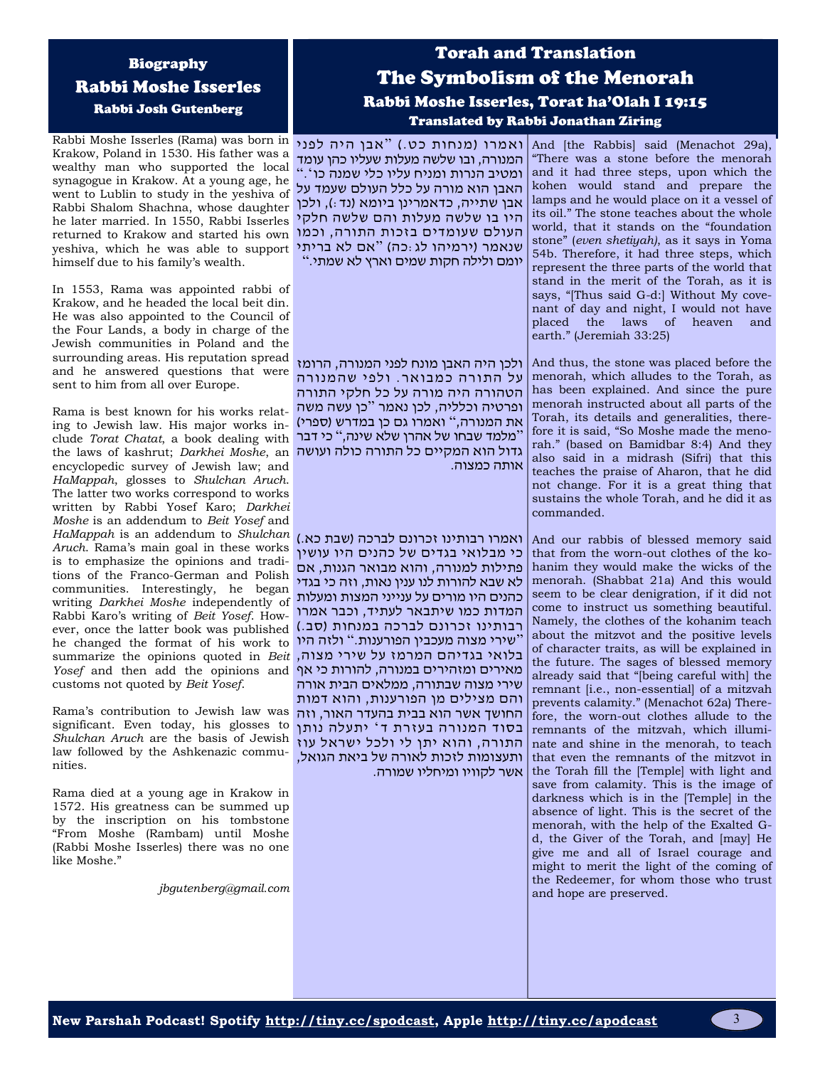## Biography

# Rabbi Moshe Isserles

### Rabbi Josh Gutenberg

Rabbi Moshe Isserles (Rama) was born in Krakow, Poland in 1530. His father was a wealthy man who supported the local synagogue in Krakow. At a young age, he went to Lublin to study in the yeshiva of Rabbi Shalom Shachna, whose daughter he later married. In 1550, Rabbi Isserles returned to Krakow and started his own yeshiva, which he was able to support himself due to his family's wealth.

In 1553, Rama was appointed rabbi of Krakow, and he headed the local beit din. He was also appointed to the Council of the Four Lands, a body in charge of the Jewish communities in Poland and the surrounding areas. His reputation spread and he answered questions that were sent to him from all over Europe.

Rama is best known for his works relating to Jewish law. His major works include *Torat Chatat*, a book dealing with the laws of kashrut; *Darkhei Moshe*, an encyclopedic survey of Jewish law; and *HaMappah*, glosses to *Shulchan Aruch*. The latter two works correspond to works written by Rabbi Yosef Karo; *Darkhei Moshe* is an addendum to *Beit Yosef* and *HaMappah* is an addendum to *Shulchan Aruch*. Rama's main goal in these works is to emphasize the opinions and traditions of the Franco-German and Polish communities. Interestingly, he began writing *Darkhei Moshe* independently of Rabbi Karo's writing of *Beit Yosef*. However, once the latter book was published he changed the format of his work to summarize the opinions quoted in *Beit Yosef* and then add the opinions and customs not quoted by *Beit Yosef*.

Rama's contribution to Jewish law was significant. Even today, his glosses to *Shulchan Aruch* are the basis of Jewish law followed by the Ashkenazic communities.

Rama died at a young age in Krakow in 1572. His greatness can be summed up by the inscription on his tombstone "From Moshe (Rambam) until Moshe (Rabbi Moshe Isserles) there was no one like Moshe."

*jbgutenberg@gmail.com*

## Torah and Translation

# The Symbolism of the Menorah

### Rabbi Moshe Isserles, Torat ha'Olah I 19:15

### Translated by Rabbi Jonathan Ziring

ואמרו (מנחות כט.) "אבן היה לפני המנורה, ובו שלשה מעלות שעליו כהן עומד ומטיב הנרות ומניח עליו כלי שמנה כו'." האבן הוא מורה על כלל העולם שעומד על אבן שתייה, כדאמרינן ביומא (נד:), ולכן היו בו שלשה מעלות והם שלשה חלקי העולם שעומדים בזכות התורה, וכמו שנאמר (ירמיהו לג:כה) "אם לא בריתי יומם ולילה חקות שמים וארץ לא שמתי."

And [the Rabbis] said (Menachot 29a), "There was a stone before the menorah and it had three steps, upon which the kohen would stand and prepare the lamps and he would place on it a vessel of its oil." The stone teaches about the whole world, that it stands on the "foundation stone" (*even shetiyah)*, as it says in Yoma 54b. Therefore, it had three steps, which represent the three parts of the world that stand in the merit of the Torah, as it is says, "[Thus said G-d:] Without My covenant of day and night, I would not have placed the laws of heaven and earth." (Jeremiah 33:25)

ולכן היה האבן מונח לפני המנורה, הרומז על התורה כמבואר. ולפי שהמנורה הטהורה היה מורה על כל חלקי התורה ופרטיה וכלליה, לכן נאמר "כן עשה משה את המנורה," ואמרו גם כן במדרש (ספרי) "מלמד שבחו של אהרן שלא שינה," כי דבר גדול הוא המקיים כל התורה כולה ועושה אותה כמצוה.

And thus, the stone was placed before the menorah, which alludes to the Torah, as has been explained. And since the pure menorah instructed about all parts of the Torah, its details and generalities, therefore it is said, "So Moshe made the menorah." (based on Bamidbar 8:4) And they also said in a midrash (Sifri) that this teaches the praise of Aharon, that he did not change. For it is a great thing that sustains the whole Torah, and he did it as commanded.

ואמרו רבותינו זכרונם לברכה (שבת כא.) כי מבלואי בגדים של כהנים היו עושין פתילות למנורה, והוא מבואר הגנות, אם לא שבא להורות לנו ענין נאות, וזה כי בגדי כהנים היו מורים על ענייני המצות ומעלות המדות כמו שיתבאר לעתיד, וכבר אמרו רבותינו זכרונם לברכה במנחות (סב.) "שירי מצוה מעכבין הפורענות." ולזה היו בלואי בגדיהם המרמז על שירי מצוה, מאירים ומזהירים במנורה, להורות כי אף שירי מצוה שבתורה, ממלאים הבית אורה והם מצילים מן הפורענות, והוא דמות החושך אשר הוא בבית בהעדר האור, וזה בסוד המנורה בעזרת ד' יתעלה נותן התורה, והוא יתן לי ולכל ישראל עוז ותעצומות לזכות לאורה של ביאת הגואל, אשר לקוויו ומיחליו שמורה.

And our rabbis of blessed memory said that from the worn-out clothes of the kohanim they would make the wicks of the menorah. (Shabbat 21a) And this would seem to be clear denigration, if it did not come to instruct us something beautiful. Namely, the clothes of the kohanim teach about the mitzvot and the positive levels of character traits, as will be explained in the future. The sages of blessed memory already said that "[being careful with] the remnant [i.e., non-essential] of a mitzvah prevents calamity." (Menachot 62a) Therefore, the worn-out clothes allude to the remnants of the mitzvah, which illuminate and shine in the menorah, to teach that even the remnants of the mitzvot in the Torah fill the [Temple] with light and save from calamity. This is the image of darkness which is in the [Temple] in the absence of light. This is the secret of the menorah, with the help of the Exalted G-d, the Giver of the Torah, and [may] He give me and all of Israel courage and might to merit the light of the coming of the Redeemer, for whom those who trust and hope are preserved.

**New Parshah Podcast! Spotify http://tiny.cc/spodcast, Apple http://tiny.cc/apodcast**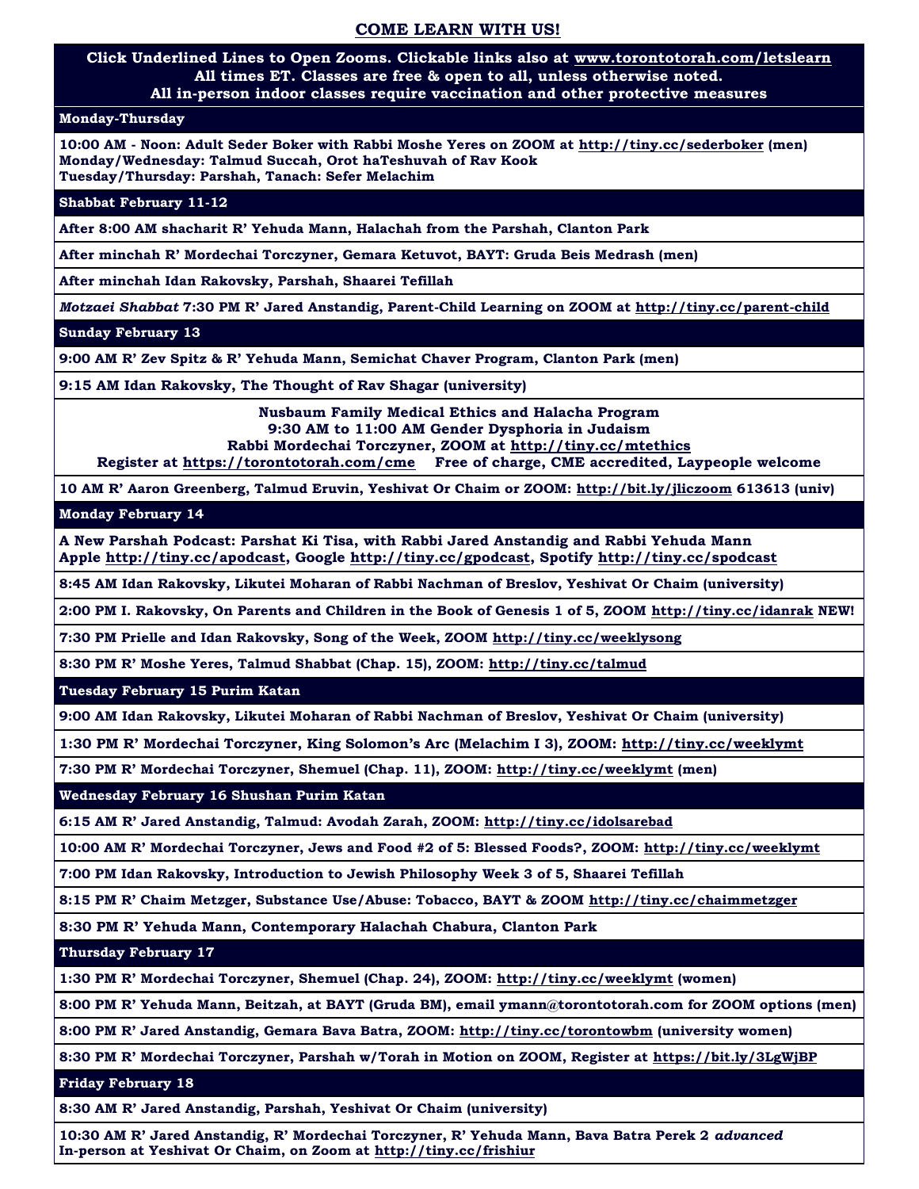# COME LEARN WITH US!

**Click Underlined Lines to Open Zooms. Clickable links also at www.torontotorah.com/letslearn**
**All times ET. Classes are free & open to all, unless otherwise noted.**
**All in-person indoor classes require vaccination and other protective measures**

## Monday-Thursday

10:00 AM - Noon: Adult Seder Boker with Rabbi Moshe Yeres on ZOOM at http://tiny.cc/sederboker (men)
Monday/Wednesday: Talmud Succah, Orot haTeshuvah of Rav Kook
Tuesday/Thursday: Parshah, Tanach: Sefer Melachim

## Shabbat February 11-12

After 8:00 AM shacharit R' Yehuda Mann, Halachah from the Parshah, Clanton Park

After minchah R' Mordechai Torczyner, Gemara Ketuvot, BAYT: Gruda Beis Medrash (men)

After minchah Idan Rakovsky, Parshah, Shaarei Tefillah

*Motzaei Shabbat* 7:30 PM R' Jared Anstandig, Parent-Child Learning on ZOOM at http://tiny.cc/parent-child

## Sunday February 13

9:00 AM R' Zev Spitz & R' Yehuda Mann, Semichat Chaver Program, Clanton Park (men)

9:15 AM Idan Rakovsky, The Thought of Rav Shagar (university)

Nusbaum Family Medical Ethics and Halacha Program
9:30 AM to 11:00 AM Gender Dysphoria in Judaism
Rabbi Mordechai Torczyner, ZOOM at http://tiny.cc/mtethics
Register at https://torontotorah.com/cme Free of charge, CME accredited, Laypeople welcome

10 AM R' Aaron Greenberg, Talmud Eruvin, Yeshivat Or Chaim or ZOOM: http://bit.ly/jliczoom 613613 (univ)

## Monday February 14

A New Parshah Podcast: Parshat Ki Tisa, with Rabbi Jared Anstandig and Rabbi Yehuda Mann
Apple http://tiny.cc/apodcast, Google http://tiny.cc/gpodcast, Spotify http://tiny.cc/spodcast

8:45 AM Idan Rakovsky, Likutei Moharan of Rabbi Nachman of Breslov, Yeshivat Or Chaim (university)

2:00 PM I. Rakovsky, On Parents and Children in the Book of Genesis 1 of 5, ZOOM http://tiny.cc/idanrak NEW!

7:30 PM Prielle and Idan Rakovsky, Song of the Week, ZOOM http://tiny.cc/weeklysong

8:30 PM R' Moshe Yeres, Talmud Shabbat (Chap. 15), ZOOM: http://tiny.cc/talmud

## Tuesday February 15 Purim Katan

9:00 AM Idan Rakovsky, Likutei Moharan of Rabbi Nachman of Breslov, Yeshivat Or Chaim (university)

1:30 PM R' Mordechai Torczyner, King Solomon's Arc (Melachim I 3), ZOOM: http://tiny.cc/weeklymt

7:30 PM R' Mordechai Torczyner, Shemuel (Chap. 11), ZOOM: http://tiny.cc/weeklymt (men)

## Wednesday February 16 Shushan Purim Katan

6:15 AM R' Jared Anstandig, Talmud: Avodah Zarah, ZOOM: http://tiny.cc/idolsarebad

10:00 AM R' Mordechai Torczyner, Jews and Food #2 of 5: Blessed Foods?, ZOOM: http://tiny.cc/weeklymt

7:00 PM Idan Rakovsky, Introduction to Jewish Philosophy Week 3 of 5, Shaarei Tefillah

8:15 PM R' Chaim Metzger, Substance Use/Abuse: Tobacco, BAYT & ZOOM http://tiny.cc/chaimmetzger

8:30 PM R' Yehuda Mann, Contemporary Halachah Chabura, Clanton Park

## Thursday February 17

1:30 PM R' Mordechai Torczyner, Shemuel (Chap. 24), ZOOM: http://tiny.cc/weeklymt (women)

8:00 PM R' Yehuda Mann, Beitzah, at BAYT (Gruda BM), email ymann@torontotorah.com for ZOOM options (men)

8:00 PM R' Jared Anstandig, Gemara Bava Batra, ZOOM: http://tiny.cc/torontowbm (university women)

8:30 PM R' Mordechai Torczyner, Parshah w/Torah in Motion on ZOOM, Register at https://bit.ly/3LgWjBP

## Friday February 18

8:30 AM R' Jared Anstandig, Parshah, Yeshivat Or Chaim (university)

10:30 AM R' Jared Anstandig, R' Mordechai Torczyner, R' Yehuda Mann, Bava Batra Perek 2 *advanced*
In-person at Yeshivat Or Chaim, on Zoom at http://tiny.cc/frishiur